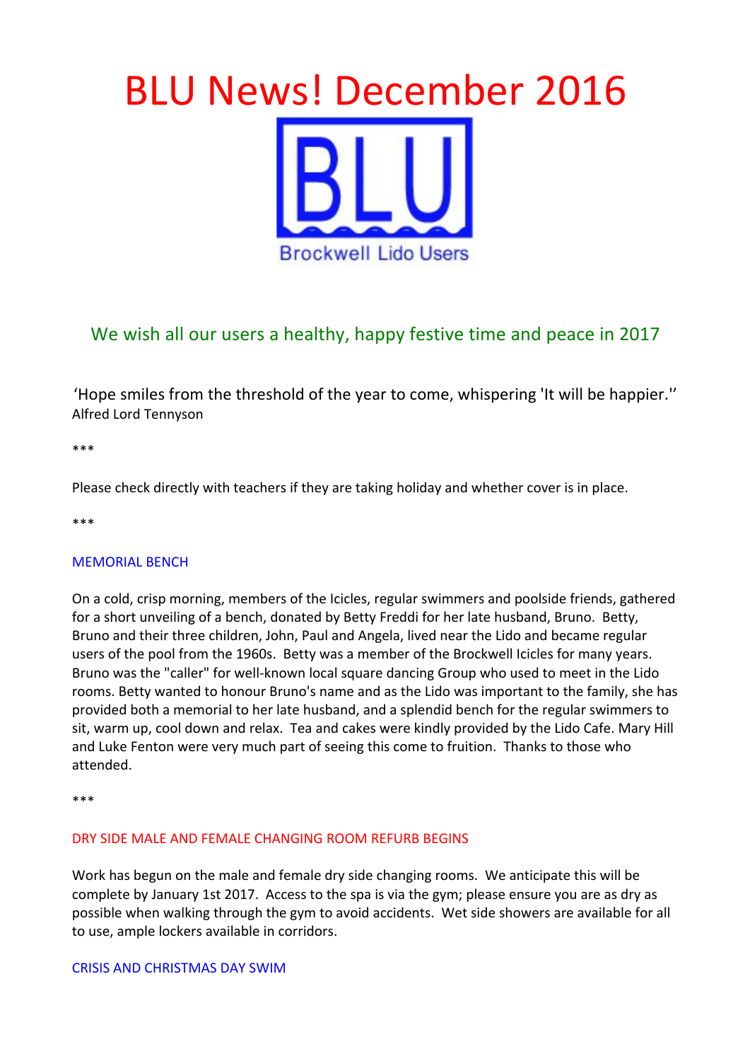# BLU News! December 2016

BLU

Brockwell Lido Users

## We wish all our users a healthy, happy festive time and peace in 2017

'Hope smiles from the threshold of the year to come, whispering 'It will be happier.''
Alfred Lord Tennyson

***

Please check directly with teachers if they are taking holiday and whether cover is in place.

***

### MEMORIAL BENCH

On a cold, crisp morning, members of the Icicles, regular swimmers and poolside friends, gathered for a short unveiling of a bench, donated by Betty Freddi for her late husband, Bruno. Betty, Bruno and their three children, John, Paul and Angela, lived near the Lido and became regular users of the pool from the 1960s. Betty was a member of the Brockwell Icicles for many years. Bruno was the "caller" for well-known local square dancing Group who used to meet in the Lido rooms. Betty wanted to honour Bruno's name and as the Lido was important to the family, she has provided both a memorial to her late husband, and a splendid bench for the regular swimmers to sit, warm up, cool down and relax. Tea and cakes were kindly provided by the Lido Cafe. Mary Hill and Luke Fenton were very much part of seeing this come to fruition. Thanks to those who attended.

***

### DRY SIDE MALE AND FEMALE CHANGING ROOM REFURB BEGINS

Work has begun on the male and female dry side changing rooms. We anticipate this will be complete by January 1st 2017. Access to the spa is via the gym; please ensure you are as dry as possible when walking through the gym to avoid accidents. Wet side showers are available for all to use, ample lockers available in corridors.

### CRISIS AND CHRISTMAS DAY SWIM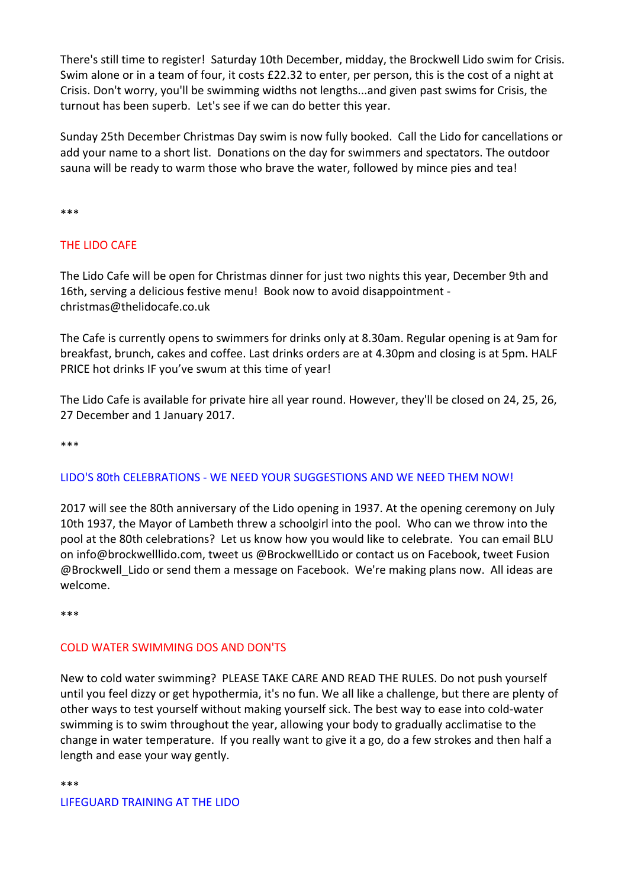There's still time to register! Saturday 10th December, midday, the Brockwell Lido swim for Crisis. Swim alone or in a team of four, it costs £22.32 to enter, per person, this is the cost of a night at Crisis. Don't worry, you'll be swimming widths not lengths...and given past swims for Crisis, the turnout has been superb. Let's see if we can do better this year.

Sunday 25th December Christmas Day swim is now fully booked. Call the Lido for cancellations or add your name to a short list. Donations on the day for swimmers and spectators. The outdoor sauna will be ready to warm those who brave the water, followed by mince pies and tea!

***

## THE LIDO CAFE

The Lido Cafe will be open for Christmas dinner for just two nights this year, December 9th and 16th, serving a delicious festive menu! Book now to avoid disappointment - christmas@thelidocafe.co.uk

The Cafe is currently opens to swimmers for drinks only at 8.30am. Regular opening is at 9am for breakfast, brunch, cakes and coffee. Last drinks orders are at 4.30pm and closing is at 5pm. HALF PRICE hot drinks IF you've swum at this time of year!

The Lido Cafe is available for private hire all year round. However, they'll be closed on 24, 25, 26, 27 December and 1 January 2017.

***

## LIDO'S 80th CELEBRATIONS - WE NEED YOUR SUGGESTIONS AND WE NEED THEM NOW!

2017 will see the 80th anniversary of the Lido opening in 1937. At the opening ceremony on July 10th 1937, the Mayor of Lambeth threw a schoolgirl into the pool. Who can we throw into the pool at the 80th celebrations? Let us know how you would like to celebrate. You can email BLU on info@brockwelllido.com, tweet us @BrockwellLido or contact us on Facebook, tweet Fusion @Brockwell_Lido or send them a message on Facebook. We're making plans now. All ideas are welcome.

***

## COLD WATER SWIMMING DOS AND DON'TS

New to cold water swimming? PLEASE TAKE CARE AND READ THE RULES. Do not push yourself until you feel dizzy or get hypothermia, it's no fun. We all like a challenge, but there are plenty of other ways to test yourself without making yourself sick. The best way to ease into cold-water swimming is to swim throughout the year, allowing your body to gradually acclimatise to the change in water temperature. If you really want to give it a go, do a few strokes and then half a length and ease your way gently.

***

## LIFEGUARD TRAINING AT THE LIDO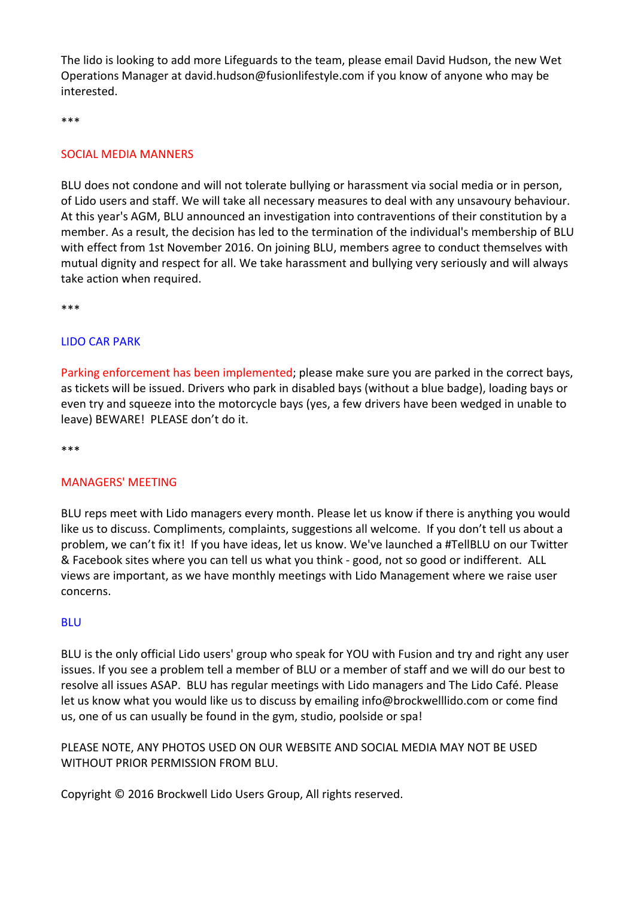The lido is looking to add more Lifeguards to the team, please email David Hudson, the new Wet Operations Manager at david.hudson@fusionlifestyle.com if you know of anyone who may be interested.

***

## SOCIAL MEDIA MANNERS

BLU does not condone and will not tolerate bullying or harassment via social media or in person, of Lido users and staff. We will take all necessary measures to deal with any unsavoury behaviour. At this year's AGM, BLU announced an investigation into contraventions of their constitution by a member. As a result, the decision has led to the termination of the individual's membership of BLU with effect from 1st November 2016. On joining BLU, members agree to conduct themselves with mutual dignity and respect for all. We take harassment and bullying very seriously and will always take action when required.

***

## LIDO CAR PARK

Parking enforcement has been implemented; please make sure you are parked in the correct bays, as tickets will be issued. Drivers who park in disabled bays (without a blue badge), loading bays or even try and squeeze into the motorcycle bays (yes, a few drivers have been wedged in unable to leave) BEWARE! PLEASE don't do it.

***

## MANAGERS' MEETING

BLU reps meet with Lido managers every month. Please let us know if there is anything you would like us to discuss. Compliments, complaints, suggestions all welcome. If you don't tell us about a problem, we can't fix it! If you have ideas, let us know. We've launched a #TellBLU on our Twitter & Facebook sites where you can tell us what you think - good, not so good or indifferent. ALL views are important, as we have monthly meetings with Lido Management where we raise user concerns.

## BLU

BLU is the only official Lido users' group who speak for YOU with Fusion and try and right any user issues. If you see a problem tell a member of BLU or a member of staff and we will do our best to resolve all issues ASAP. BLU has regular meetings with Lido managers and The Lido Café. Please let us know what you would like us to discuss by emailing info@brockwelllido.com or come find us, one of us can usually be found in the gym, studio, poolside or spa!

PLEASE NOTE, ANY PHOTOS USED ON OUR WEBSITE AND SOCIAL MEDIA MAY NOT BE USED WITHOUT PRIOR PERMISSION FROM BLU.

Copyright © 2016 Brockwell Lido Users Group, All rights reserved.